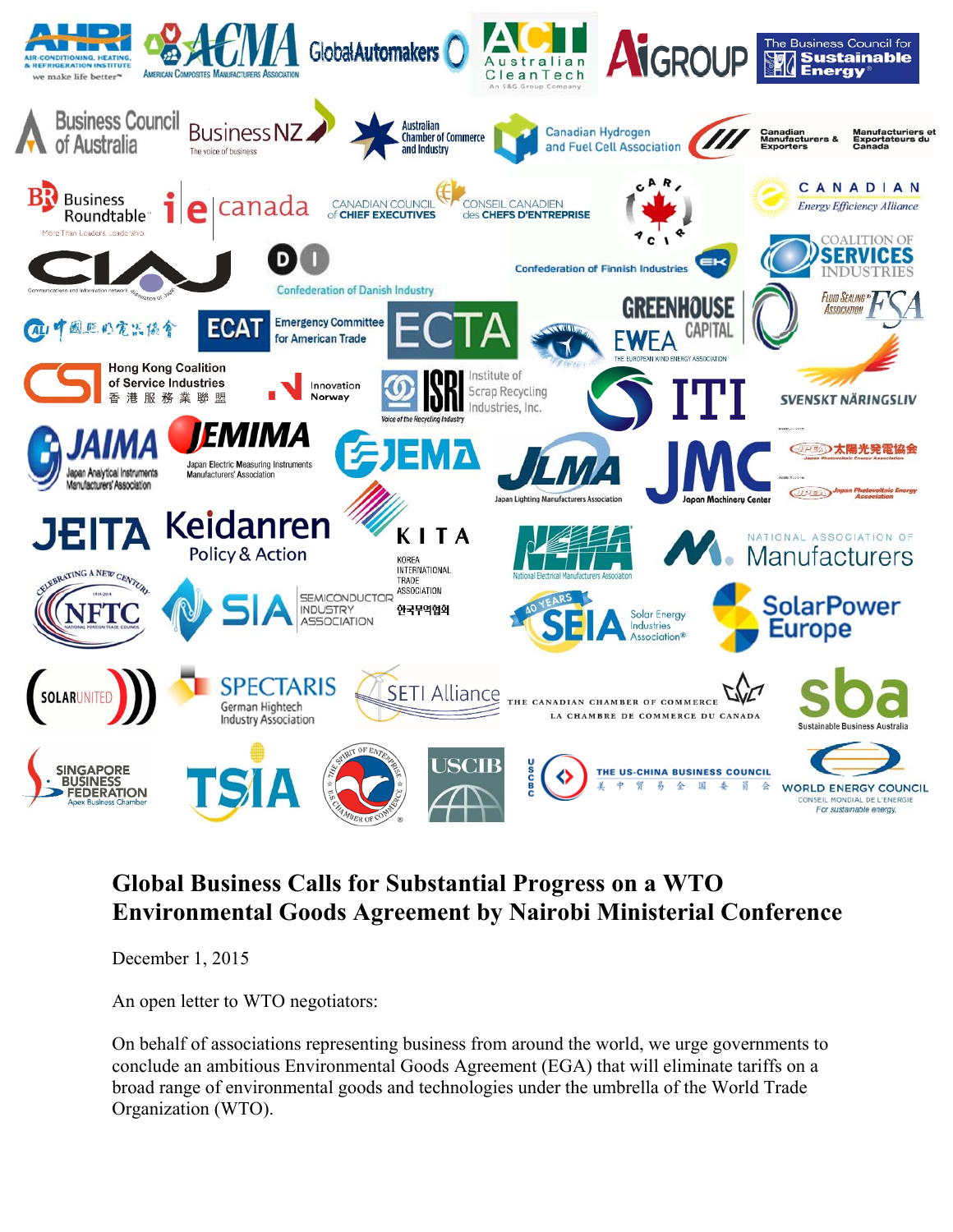# Global Business Calls for Substantial Progress on a WTO Environmental Goods Agreement by Nairobi Ministerial Conference

December 1, 2015

An open letter to WTO negotiators:

On behalf of associations representing business from around the world, we urge governments to conclude an ambitious Environmental Goods Agreement (EGA) that will eliminate tariffs on a broad range of environmental goods and technologies under the umbrella of the World Trade Organization (WTO).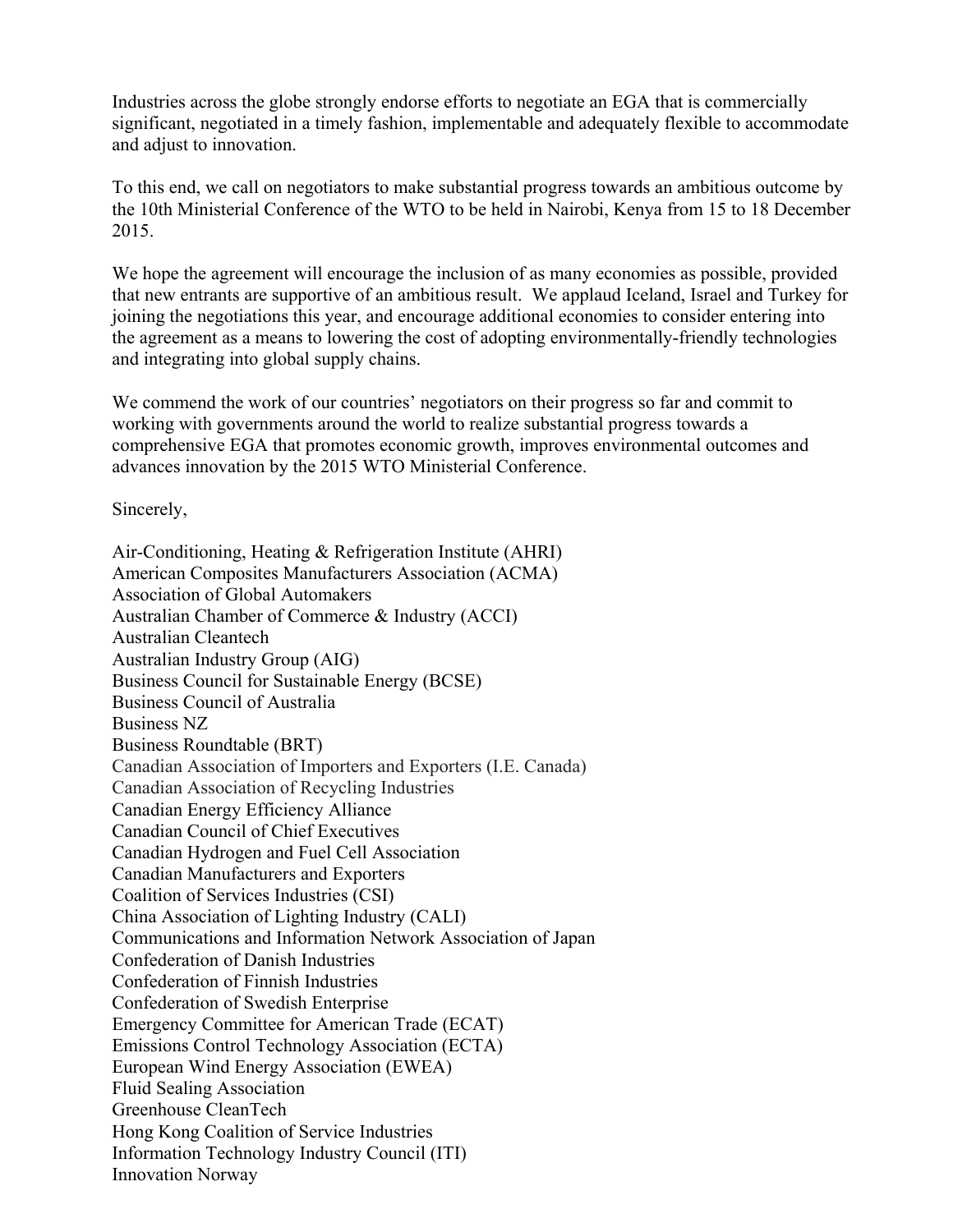Industries across the globe strongly endorse efforts to negotiate an EGA that is commercially significant, negotiated in a timely fashion, implementable and adequately flexible to accommodate and adjust to innovation.

To this end, we call on negotiators to make substantial progress towards an ambitious outcome by the 10th Ministerial Conference of the WTO to be held in Nairobi, Kenya from 15 to 18 December 2015.

We hope the agreement will encourage the inclusion of as many economies as possible, provided that new entrants are supportive of an ambitious result. We applaud Iceland, Israel and Turkey for joining the negotiations this year, and encourage additional economies to consider entering into the agreement as a means to lowering the cost of adopting environmentally-friendly technologies and integrating into global supply chains.

We commend the work of our countries' negotiators on their progress so far and commit to working with governments around the world to realize substantial progress towards a comprehensive EGA that promotes economic growth, improves environmental outcomes and advances innovation by the 2015 WTO Ministerial Conference.

Sincerely,

Air-Conditioning, Heating & Refrigeration Institute (AHRI)
American Composites Manufacturers Association (ACMA)
Association of Global Automakers
Australian Chamber of Commerce & Industry (ACCI)
Australian Cleantech
Australian Industry Group (AIG)
Business Council for Sustainable Energy (BCSE)
Business Council of Australia
Business NZ
Business Roundtable (BRT)
Canadian Association of Importers and Exporters (I.E. Canada)
Canadian Association of Recycling Industries
Canadian Energy Efficiency Alliance
Canadian Council of Chief Executives
Canadian Hydrogen and Fuel Cell Association
Canadian Manufacturers and Exporters
Coalition of Services Industries (CSI)
China Association of Lighting Industry (CALI)
Communications and Information Network Association of Japan
Confederation of Danish Industries
Confederation of Finnish Industries
Confederation of Swedish Enterprise
Emergency Committee for American Trade (ECAT)
Emissions Control Technology Association (ECTA)
European Wind Energy Association (EWEA)
Fluid Sealing Association
Greenhouse CleanTech
Hong Kong Coalition of Service Industries
Information Technology Industry Council (ITI)
Innovation Norway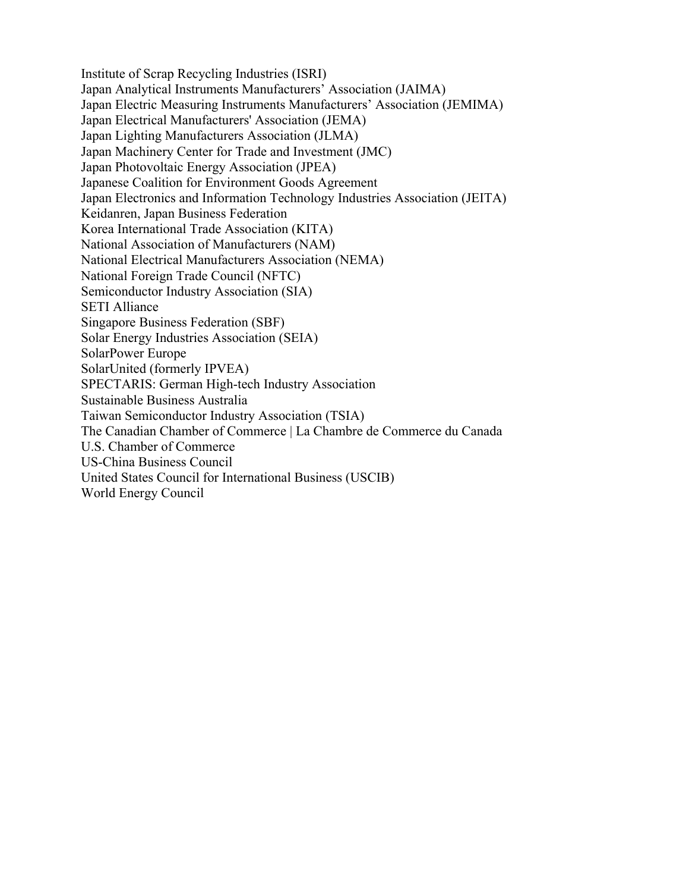Institute of Scrap Recycling Industries (ISRI)
Japan Analytical Instruments Manufacturers' Association (JAIMA)
Japan Electric Measuring Instruments Manufacturers' Association (JEMIMA)
Japan Electrical Manufacturers' Association (JEMA)
Japan Lighting Manufacturers Association (JLMA)
Japan Machinery Center for Trade and Investment (JMC)
Japan Photovoltaic Energy Association (JPEA)
Japanese Coalition for Environment Goods Agreement
Japan Electronics and Information Technology Industries Association (JEITA)
Keidanren, Japan Business Federation
Korea International Trade Association (KITA)
National Association of Manufacturers (NAM)
National Electrical Manufacturers Association (NEMA)
National Foreign Trade Council (NFTC)
Semiconductor Industry Association (SIA)
SETI Alliance
Singapore Business Federation (SBF)
Solar Energy Industries Association (SEIA)
SolarPower Europe
SolarUnited (formerly IPVEA)
SPECTARIS: German High-tech Industry Association
Sustainable Business Australia
Taiwan Semiconductor Industry Association (TSIA)
The Canadian Chamber of Commerce | La Chambre de Commerce du Canada
U.S. Chamber of Commerce
US-China Business Council
United States Council for International Business (USCIB)
World Energy Council